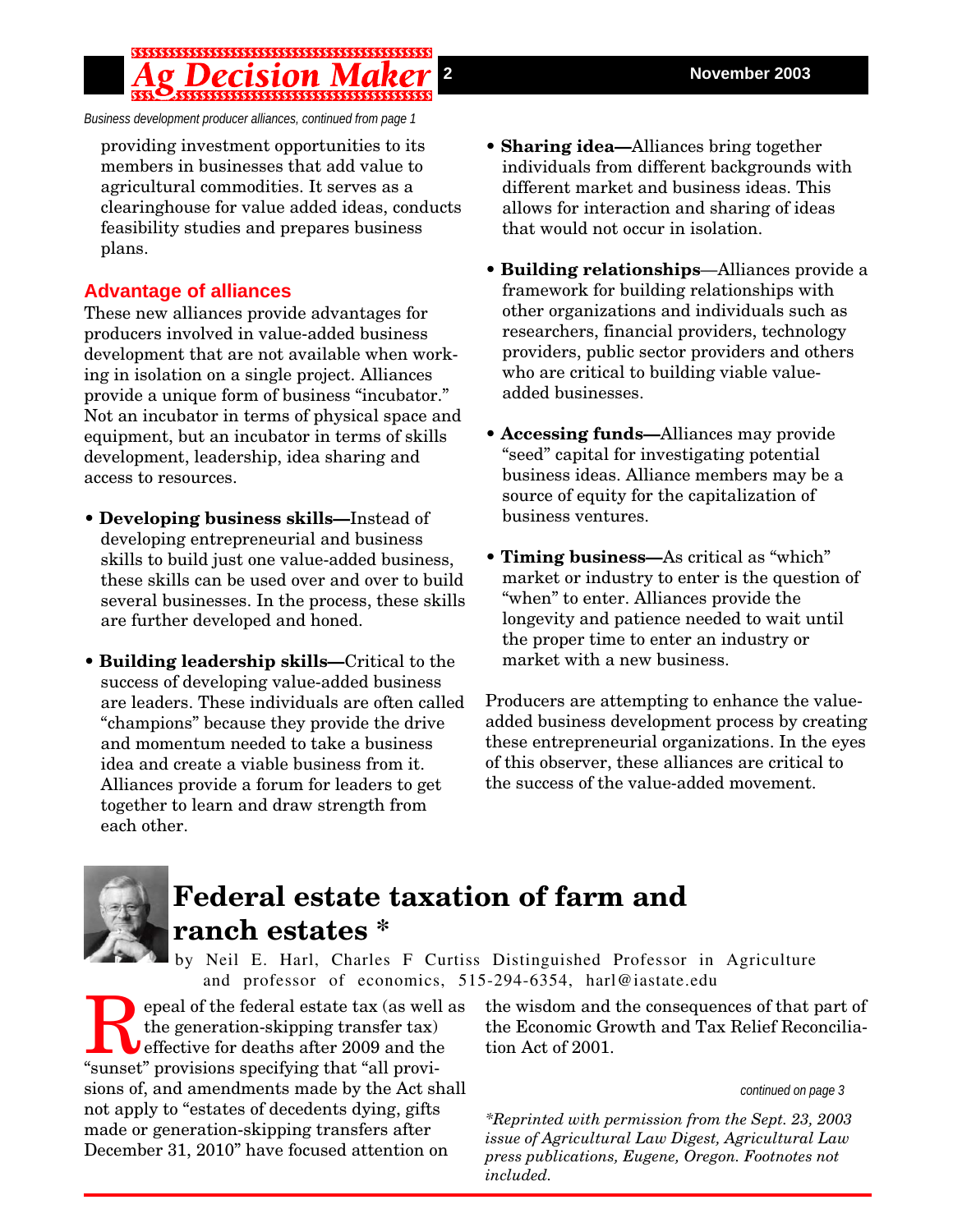*Business development producer alliances, continued from page 1*

providing investment opportunities to its members in businesses that add value to agricultural commodities. It serves as a clearinghouse for value added ideas, conducts feasibility studies and prepares business plans.

### Advantage of alliances

These new alliances provide advantages for producers involved in value-added business development that are not available when working in isolation on a single project. Alliances provide a unique form of business "incubator." Not an incubator in terms of physical space and equipment, but an incubator in terms of skills development, leadership, idea sharing and access to resources.

- **Developing business skills—**Instead of developing entrepreneurial and business skills to build just one value-added business, these skills can be used over and over to build several businesses. In the process, these skills are further developed and honed.
- **Building leadership skills—**Critical to the success of developing value-added business are leaders. These individuals are often called "champions" because they provide the drive and momentum needed to take a business idea and create a viable business from it. Alliances provide a forum for leaders to get together to learn and draw strength from each other.
- **Sharing idea—**Alliances bring together individuals from different backgrounds with different market and business ideas. This allows for interaction and sharing of ideas that would not occur in isolation.
- **Building relationships**—Alliances provide a framework for building relationships with other organizations and individuals such as researchers, financial providers, technology providers, public sector providers and others who are critical to building viable value-added businesses.
- **Accessing funds—**Alliances may provide "seed" capital for investigating potential business ideas. Alliance members may be a source of equity for the capitalization of business ventures.
- **Timing business—**As critical as "which" market or industry to enter is the question of "when" to enter. Alliances provide the longevity and patience needed to wait until the proper time to enter an industry or market with a new business.

Producers are attempting to enhance the value-added business development process by creating these entrepreneurial organizations. In the eyes of this observer, these alliances are critical to the success of the value-added movement.

# Federal estate taxation of farm and ranch estates *

by Neil E. Harl, Charles F Curtiss Distinguished Professor in Agriculture and professor of economics, 515-294-6354, harl@iastate.edu

Repeal of the federal estate tax (as well as the generation-skipping transfer tax) effective for deaths after 2009 and the "sunset" provisions specifying that "all provisions of, and amendments made by the Act shall not apply to "estates of decedents dying, gifts made or generation-skipping transfers after December 31, 2010" have focused attention on the wisdom and the consequences of that part of the Economic Growth and Tax Relief Reconciliation Act of 2001.

*continued on page 3*

*\*Reprinted with permission from the Sept. 23, 2003 issue of Agricultural Law Digest, Agricultural Law press publications, Eugene, Oregon. Footnotes not included.*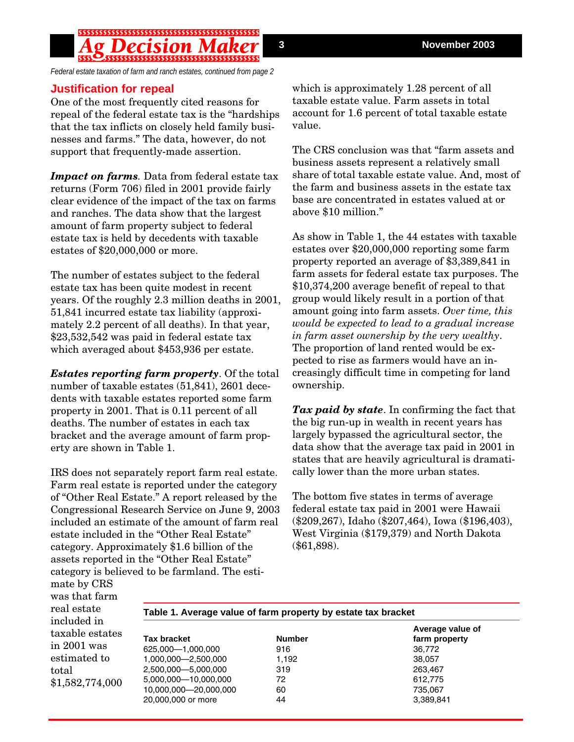*Federal estate taxation of farm and ranch estates, continued from page 2*

### Justification for repeal

One of the most frequently cited reasons for repeal of the federal estate tax is the "hardships that the tax inflicts on closely held family businesses and farms." The data, however, do not support that frequently-made assertion.

***Impact on farms***. Data from federal estate tax returns (Form 706) filed in 2001 provide fairly clear evidence of the impact of the tax on farms and ranches. The data show that the largest amount of farm property subject to federal estate tax is held by decedents with taxable estates of $20,000,000 or more.

The number of estates subject to the federal estate tax has been quite modest in recent years. Of the roughly 2.3 million deaths in 2001, 51,841 incurred estate tax liability (approximately 2.2 percent of all deaths). In that year, $23,532,542 was paid in federal estate tax which averaged about $453,936 per estate.

***Estates reporting farm property***. Of the total number of taxable estates (51,841), 2601 decedents with taxable estates reported some farm property in 2001. That is 0.11 percent of all deaths. The number of estates in each tax bracket and the average amount of farm property are shown in Table 1.

IRS does not separately report farm real estate. Farm real estate is reported under the category of "Other Real Estate." A report released by the Congressional Research Service on June 9, 2003 included an estimate of the amount of farm real estate included in the "Other Real Estate" category. Approximately $1.6 billion of the assets reported in the "Other Real Estate" category is believed to be farmland. The estimate by CRS was that farm real estate included in taxable estates in 2001 was estimated to total $1,582,774,000 which is approximately 1.28 percent of all taxable estate value. Farm assets in total account for 1.6 percent of total taxable estate value.

The CRS conclusion was that "farm assets and business assets represent a relatively small share of total taxable estate value. And, most of the farm and business assets in the estate tax base are concentrated in estates valued at or above $10 million."

As show in Table 1, the 44 estates with taxable estates over $20,000,000 reporting some farm property reported an average of $3,389,841 in farm assets for federal estate tax purposes. The $10,374,200 average benefit of repeal to that group would likely result in a portion of that amount going into farm assets. *Over time, this would be expected to lead to a gradual increase in farm asset ownership by the very wealthy*. The proportion of land rented would be expected to rise as farmers would have an increasingly difficult time in competing for land ownership.

***Tax paid by state***. In confirming the fact that the big run-up in wealth in recent years has largely bypassed the agricultural sector, the data show that the average tax paid in 2001 in states that are heavily agricultural is dramatically lower than the more urban states.

The bottom five states in terms of average federal estate tax paid in 2001 were Hawaii ($209,267), Idaho ($207,464), Iowa ($196,403), West Virginia ($179,379) and North Dakota ($61,898).

**Table 1. Average value of farm property by estate tax bracket**

| Tax bracket | Number | Average value of farm property |
|---|---|---|
| 625,000—1,000,000 | 916 | 36,772 |
| 1,000,000—2,500,000 | 1,192 | 38,057 |
| 2,500,000—5,000,000 | 319 | 263,467 |
| 5,000,000—10,000,000 | 72 | 612,775 |
| 10,000,000—20,000,000 | 60 | 735,067 |
| 20,000,000 or more | 44 | 3,389,841 |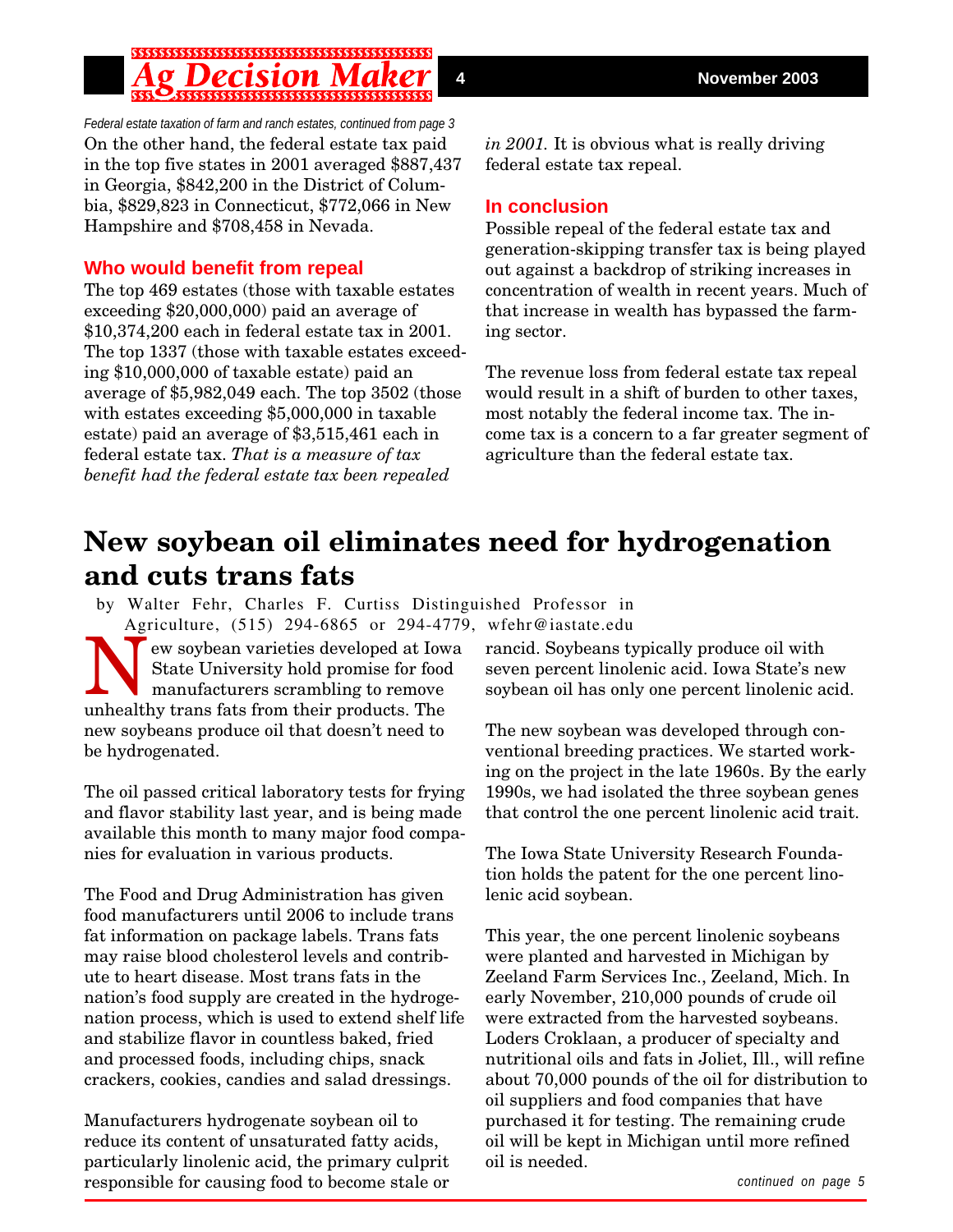*Federal estate taxation of farm and ranch estates, continued from page 3*

On the other hand, the federal estate tax paid in the top five states in 2001 averaged $887,437 in Georgia, $842,200 in the District of Columbia, $829,823 in Connecticut, $772,066 in New Hampshire and $708,458 in Nevada.

### Who would benefit from repeal

The top 469 estates (those with taxable estates exceeding $20,000,000) paid an average of $10,374,200 each in federal estate tax in 2001. The top 1337 (those with taxable estates exceeding $10,000,000 of taxable estate) paid an average of $5,982,049 each. The top 3502 (those with estates exceeding $5,000,000 in taxable estate) paid an average of $3,515,461 each in federal estate tax. *That is a measure of tax benefit had the federal estate tax been repealed in 2001.* It is obvious what is really driving federal estate tax repeal.

### In conclusion

Possible repeal of the federal estate tax and generation-skipping transfer tax is being played out against a backdrop of striking increases in concentration of wealth in recent years. Much of that increase in wealth has bypassed the farming sector.

The revenue loss from federal estate tax repeal would result in a shift of burden to other taxes, most notably the federal income tax. The income tax is a concern to a far greater segment of agriculture than the federal estate tax.

# New soybean oil eliminates need for hydrogenation and cuts trans fats

by Walter Fehr, Charles F. Curtiss Distinguished Professor in Agriculture, (515) 294-6865 or 294-4779, wfehr@iastate.edu

New soybean varieties developed at Iowa State University hold promise for food manufacturers scrambling to remove unhealthy trans fats from their products. The new soybeans produce oil that doesn't need to be hydrogenated.

The oil passed critical laboratory tests for frying and flavor stability last year, and is being made available this month to many major food companies for evaluation in various products.

The Food and Drug Administration has given food manufacturers until 2006 to include trans fat information on package labels. Trans fats may raise blood cholesterol levels and contribute to heart disease. Most trans fats in the nation's food supply are created in the hydrogenation process, which is used to extend shelf life and stabilize flavor in countless baked, fried and processed foods, including chips, snack crackers, cookies, candies and salad dressings.

Manufacturers hydrogenate soybean oil to reduce its content of unsaturated fatty acids, particularly linolenic acid, the primary culprit responsible for causing food to become stale or rancid. Soybeans typically produce oil with seven percent linolenic acid. Iowa State's new soybean oil has only one percent linolenic acid.

The new soybean was developed through conventional breeding practices. We started working on the project in the late 1960s. By the early 1990s, we had isolated the three soybean genes that control the one percent linolenic acid trait.

The Iowa State University Research Foundation holds the patent for the one percent linolenic acid soybean.

This year, the one percent linolenic soybeans were planted and harvested in Michigan by Zeeland Farm Services Inc., Zeeland, Mich. In early November, 210,000 pounds of crude oil were extracted from the harvested soybeans. Loders Croklaan, a producer of specialty and nutritional oils and fats in Joliet, Ill., will refine about 70,000 pounds of the oil for distribution to oil suppliers and food companies that have purchased it for testing. The remaining crude oil will be kept in Michigan until more refined oil is needed.

*continued on page 5*